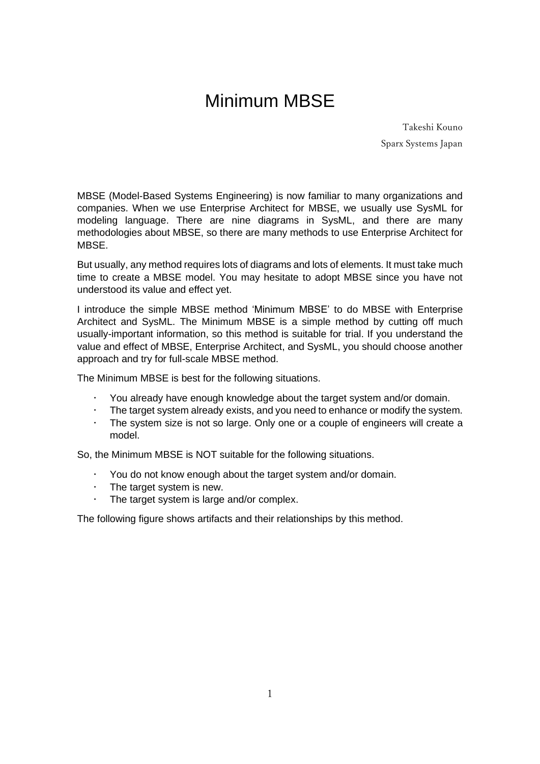# Minimum MBSE

Takeshi Kouno

Sparx Systems Japan

MBSE (Model-Based Systems Engineering) is now familiar to many organizations and companies. When we use Enterprise Architect for MBSE, we usually use SysML for modeling language. There are nine diagrams in SysML, and there are many methodologies about MBSE, so there are many methods to use Enterprise Architect for MBSE.

But usually, any method requires lots of diagrams and lots of elements. It must take much time to create a MBSE model. You may hesitate to adopt MBSE since you have not understood its value and effect yet.

I introduce the simple MBSE method 'Minimum MBSE' to do MBSE with Enterprise Architect and SysML. The Minimum MBSE is a simple method by cutting off much usually-important information, so this method is suitable for trial. If you understand the value and effect of MBSE, Enterprise Architect, and SysML, you should choose another approach and try for full-scale MBSE method.

The Minimum MBSE is best for the following situations.

- You already have enough knowledge about the target system and/or domain.
- The target system already exists, and you need to enhance or modify the system.
- The system size is not so large. Only one or a couple of engineers will create a model.

So, the Minimum MBSE is NOT suitable for the following situations.

- You do not know enough about the target system and/or domain.
- The target system is new.
- The target system is large and/or complex.

The following figure shows artifacts and their relationships by this method.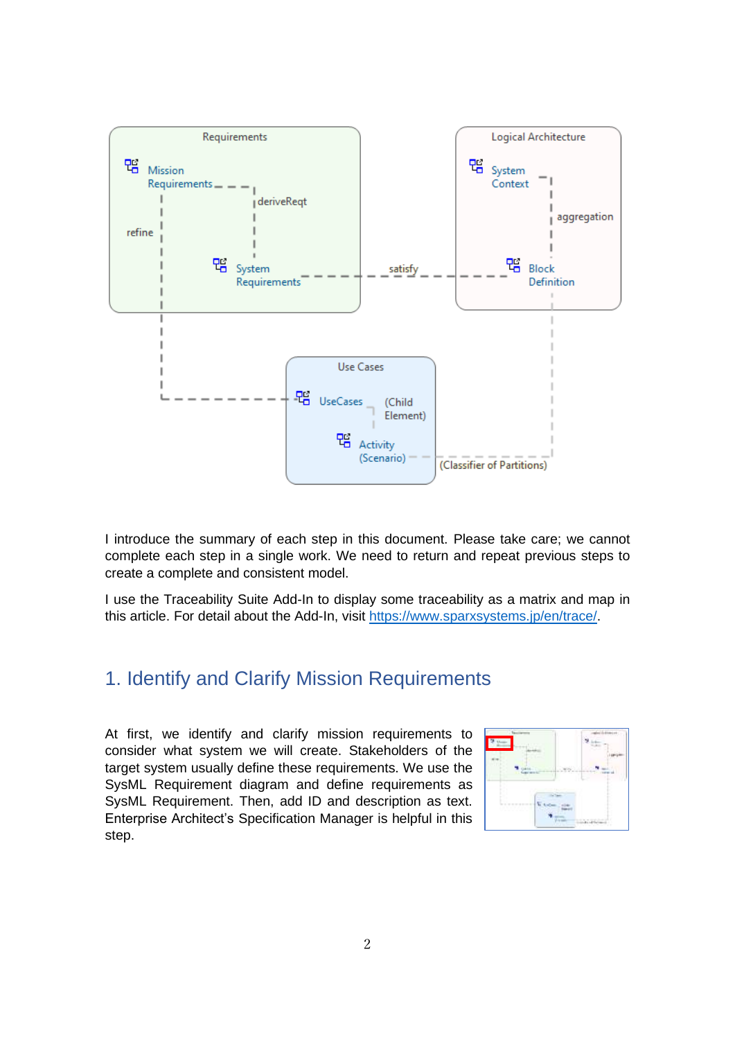I introduce the summary of each step in this document. Please take care; we cannot complete each step in a single work. We need to return and repeat previous steps to create a complete and consistent model.

I use the Traceability Suite Add-In to display some traceability as a matrix and map in this article. For detail about the Add-In, visit https://www.sparxsystems.jp/en/trace/.

## 1. Identify and Clarify Mission Requirements

At first, we identify and clarify mission requirements to consider what system we will create. Stakeholders of the target system usually define these requirements. We use the SysML Requirement diagram and define requirements as SysML Requirement. Then, add ID and description as text. Enterprise Architect's Specification Manager is helpful in this step.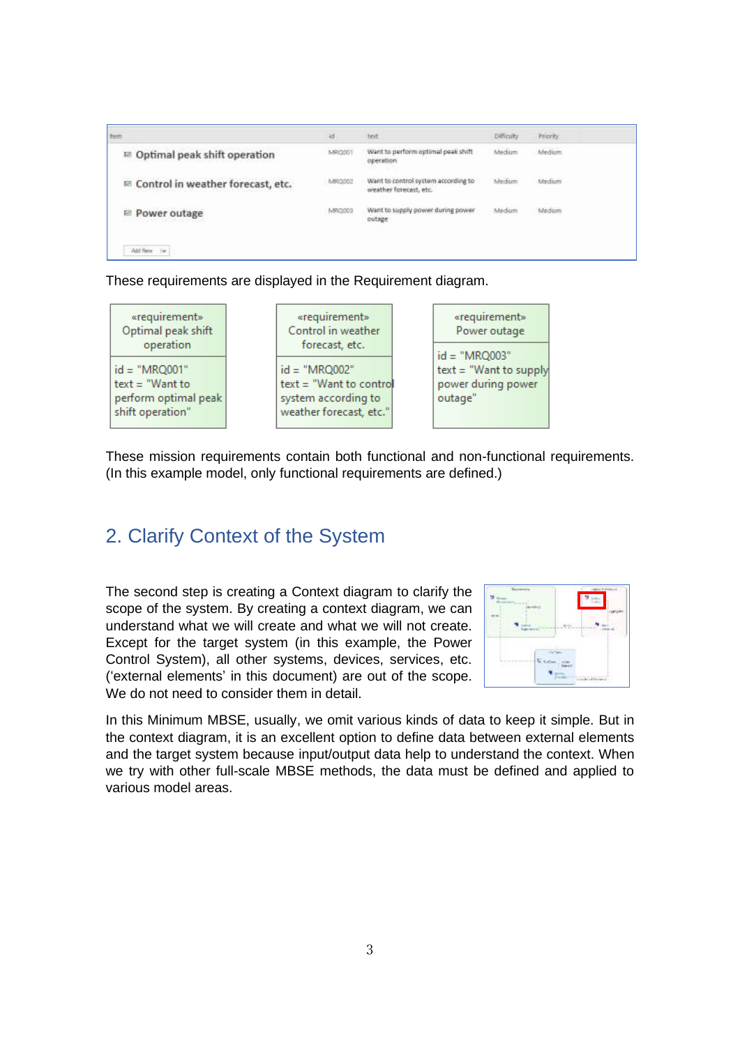| Item | id | text | Difficulty | Priority |
|---|---|---|---|---|
| Optimal peak shift operation | MRQ001 | Want to perform optimal peak shift operation | Medium | Medium |
| Control in weather forecast, etc. | MRQ002 | Want to control system according to weather forecast, etc. | Medium | Medium |
| Power outage | MRQ003 | Want to supply power during power outage | Medium | Medium |

These requirements are displayed in the Requirement diagram.

| «requirement» Optimal peak shift operation | «requirement» Control in weather forecast, etc. | «requirement» Power outage |
|---|---|---|
| id = "MRQ001" text = "Want to perform optimal peak shift operation" | id = "MRQ002" text = "Want to control system according to weather forecast, etc." | id = "MRQ003" text = "Want to supply power during power outage" |

These mission requirements contain both functional and non-functional requirements. (In this example model, only functional requirements are defined.)

## 2. Clarify Context of the System

The second step is creating a Context diagram to clarify the scope of the system. By creating a context diagram, we can understand what we will create and what we will not create. Except for the target system (in this example, the Power Control System), all other systems, devices, services, etc. ('external elements' in this document) are out of the scope. We do not need to consider them in detail.

In this Minimum MBSE, usually, we omit various kinds of data to keep it simple. But in the context diagram, it is an excellent option to define data between external elements and the target system because input/output data help to understand the context. When we try with other full-scale MBSE methods, the data must be defined and applied to various model areas.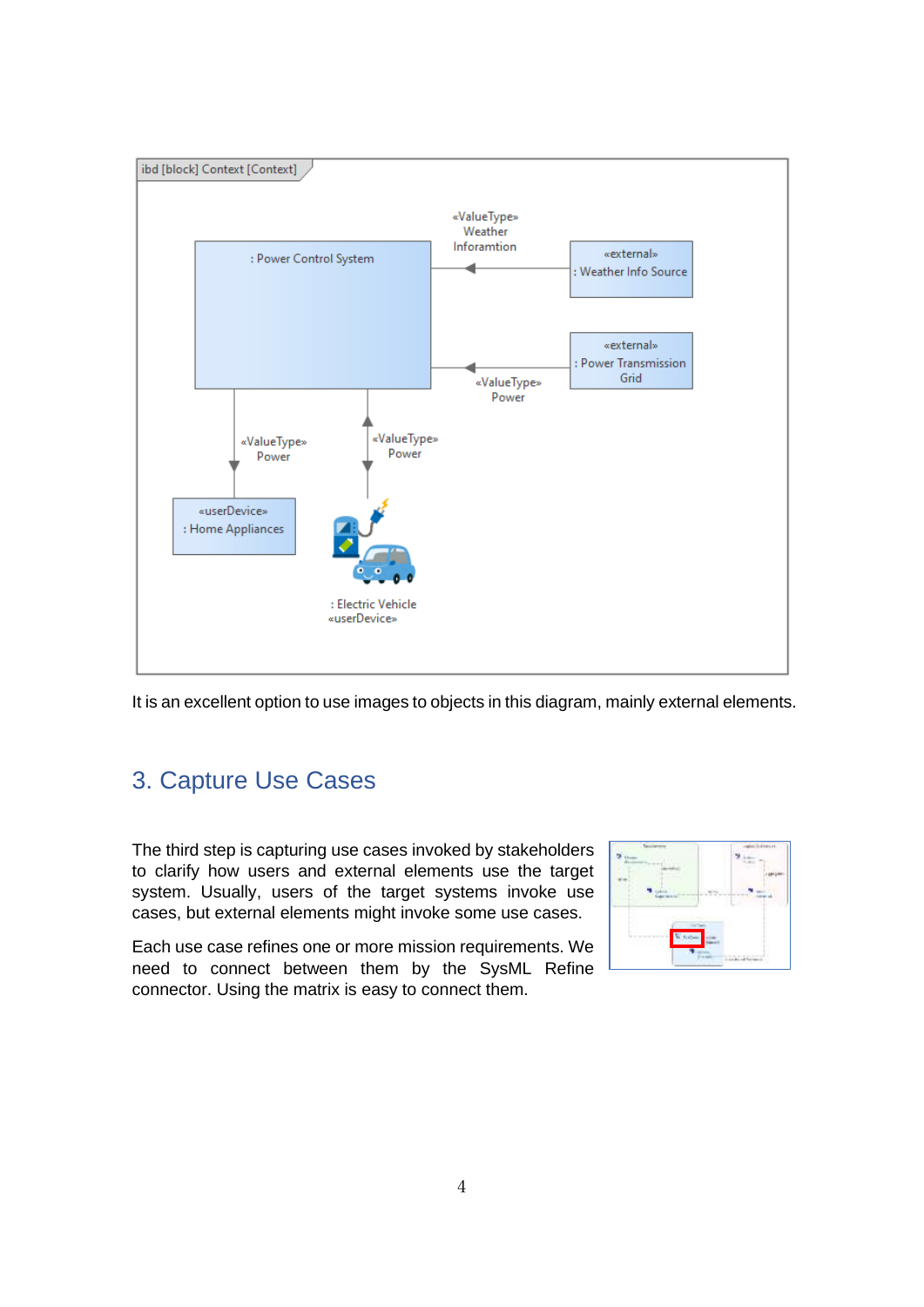It is an excellent option to use images to objects in this diagram, mainly external elements.

## 3. Capture Use Cases

The third step is capturing use cases invoked by stakeholders to clarify how users and external elements use the target system. Usually, users of the target systems invoke use cases, but external elements might invoke some use cases.

Each use case refines one or more mission requirements. We need to connect between them by the SysML Refine connector. Using the matrix is easy to connect them.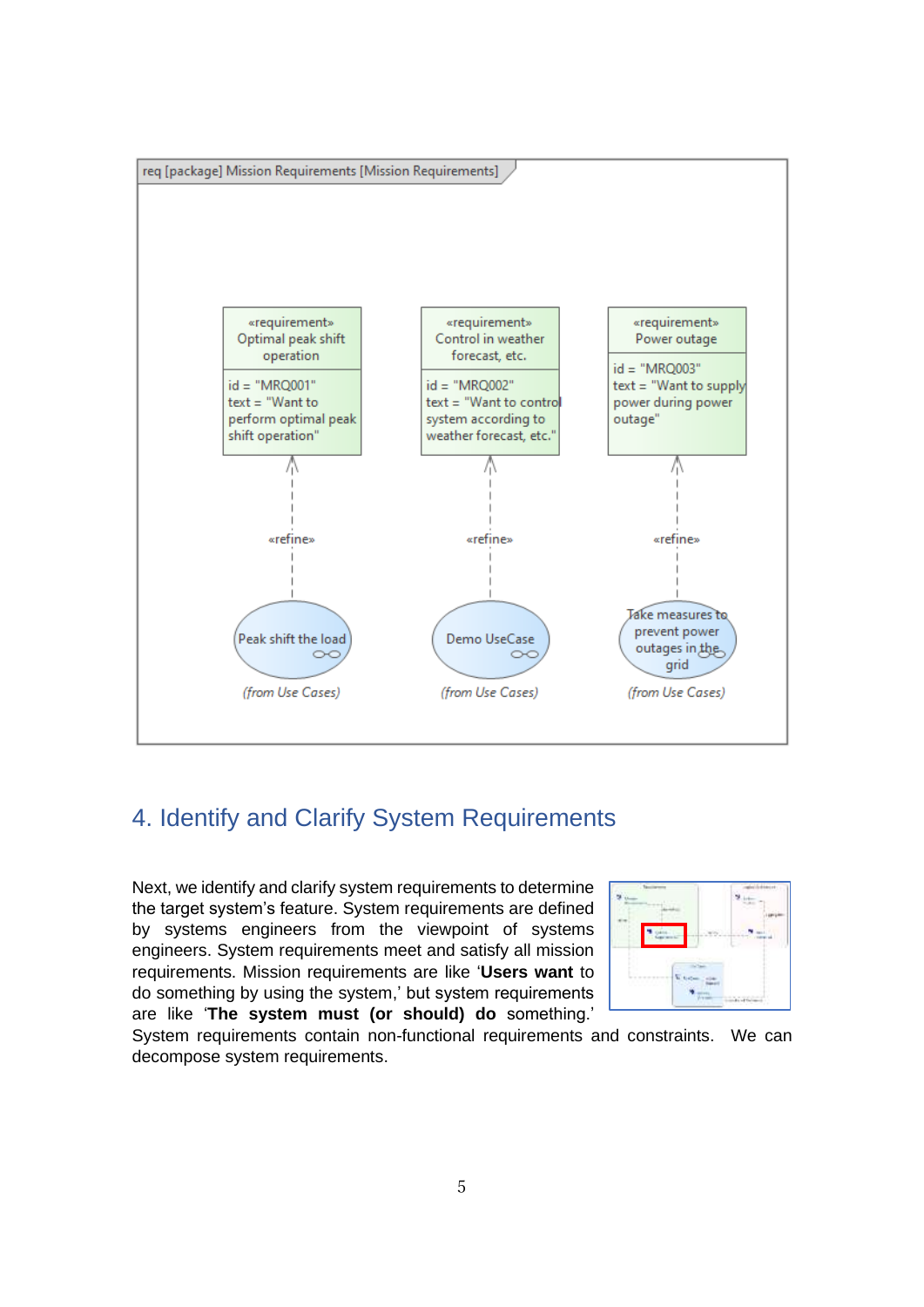## 4. Identify and Clarify System Requirements

Next, we identify and clarify system requirements to determine the target system's feature. System requirements are defined by systems engineers from the viewpoint of systems engineers. System requirements meet and satisfy all mission requirements. Mission requirements are like '**Users want** to do something by using the system,' but system requirements are like '**The system must (or should) do** something.' System requirements contain non-functional requirements and constraints. We can decompose system requirements.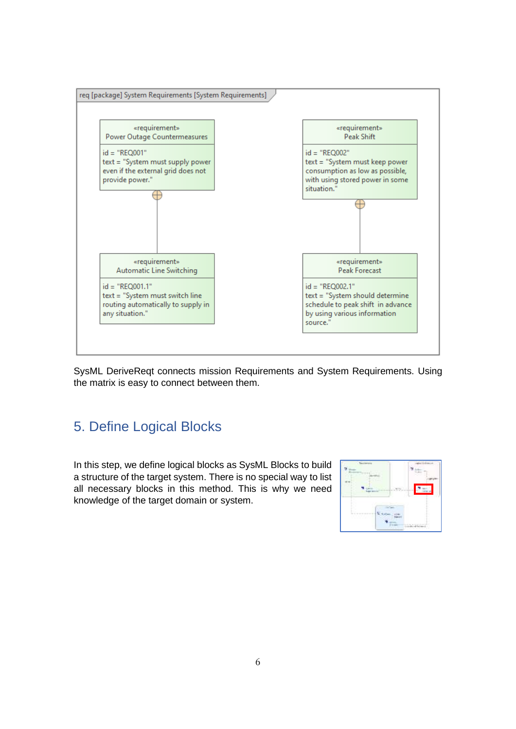req [package] System Requirements [System Requirements]

«requirement»
Power Outage Countermeasures

id = "REQ001"
text = "System must supply power even if the external grid does not provide power."

«requirement»
Automatic Line Switching

id = "REQ001.1"
text = "System must switch line routing automatically to supply in any situation."

«requirement»
Peak Shift

id = "REQ002"
text = "System must keep power consumption as low as possible, with using stored power in some situation."

«requirement»
Peak Forecast

id = "REQ002.1"
text = "System should determine schedule to peak shift in advance by using various information source."

SysML DeriveReqt connects mission Requirements and System Requirements. Using the matrix is easy to connect between them.

## 5. Define Logical Blocks

In this step, we define logical blocks as SysML Blocks to build a structure of the target system. There is no special way to list all necessary blocks in this method. This is why we need knowledge of the target domain or system.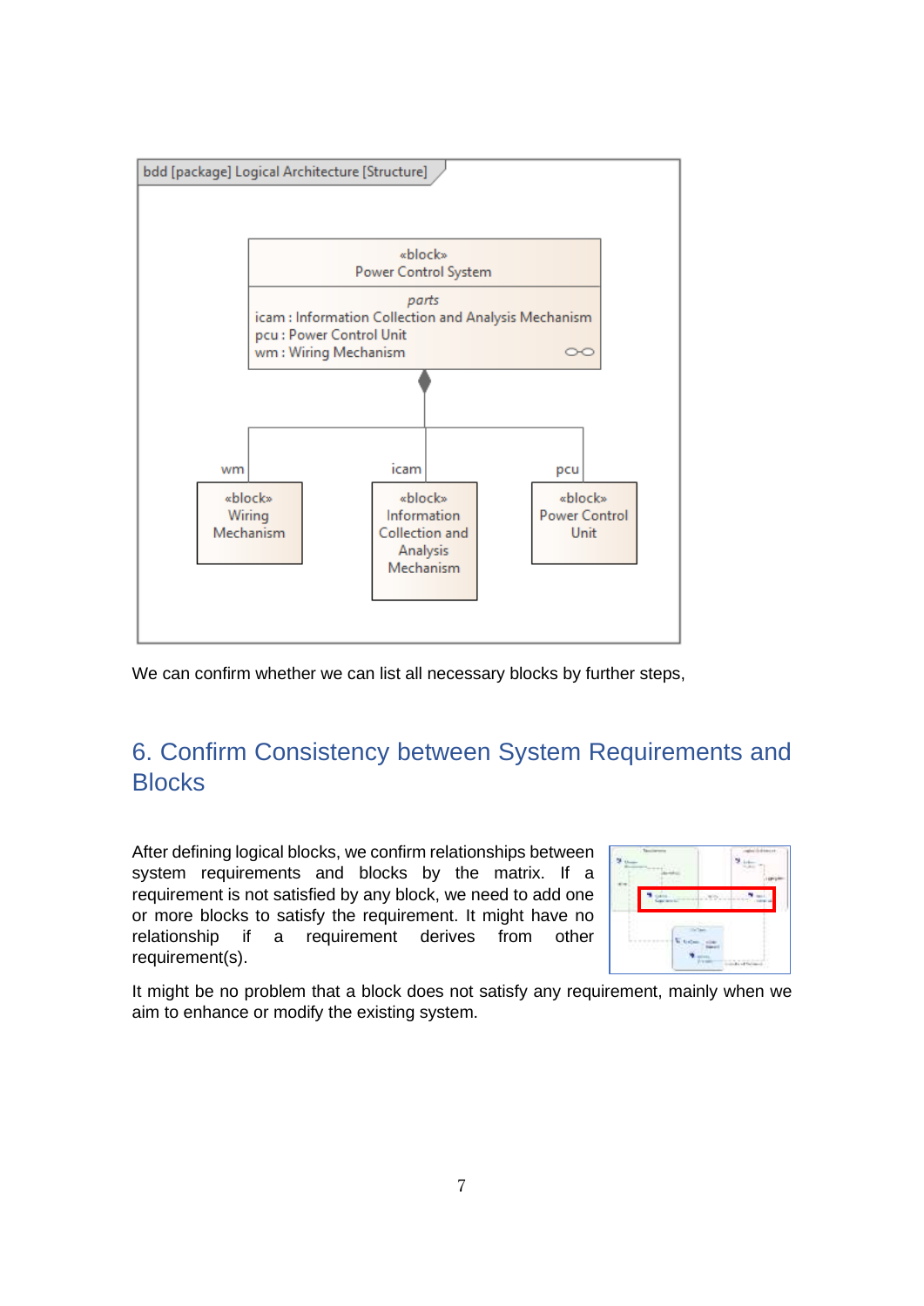bdd [package] Logical Architecture [Structure]

«block»
Power Control System

*parts*
icam : Information Collection and Analysis Mechanism
pcu : Power Control Unit
wm : Wiring Mechanism

wm — «block» Wiring Mechanism

icam — «block» Information Collection and Analysis Mechanism

pcu — «block» Power Control Unit

We can confirm whether we can list all necessary blocks by further steps,

## 6. Confirm Consistency between System Requirements and Blocks

After defining logical blocks, we confirm relationships between system requirements and blocks by the matrix. If a requirement is not satisfied by any block, we need to add one or more blocks to satisfy the requirement. It might have no relationship if a requirement derives from other requirement(s).

It might be no problem that a block does not satisfy any requirement, mainly when we aim to enhance or modify the existing system.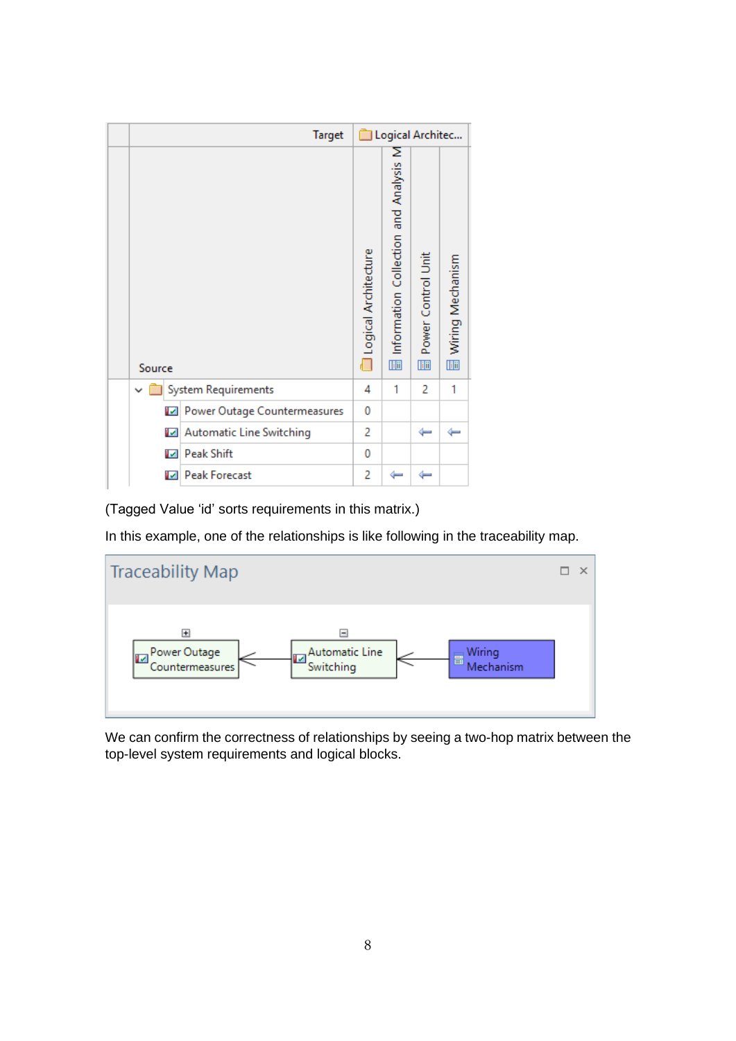| Source \ Target | Logical Architecture | Information Collection and Analysis M | Power Control Unit | Wiring Mechanism |
|---|---|---|---|---|
| System Requirements | 4 | 1 | 2 | 1 |
| Power Outage Countermeasures | 0 | | | |
| Automatic Line Switching | 2 | | ⇐ | ⇐ |
| Peak Shift | 0 | | | |
| Peak Forecast | 2 | ⇐ | ⇐ | |

(Tagged Value 'id' sorts requirements in this matrix.)

In this example, one of the relationships is like following in the traceability map.

Traceability Map

Power Outage Countermeasures ← Automatic Line Switching ← Wiring Mechanism

We can confirm the correctness of relationships by seeing a two-hop matrix between the top-level system requirements and logical blocks.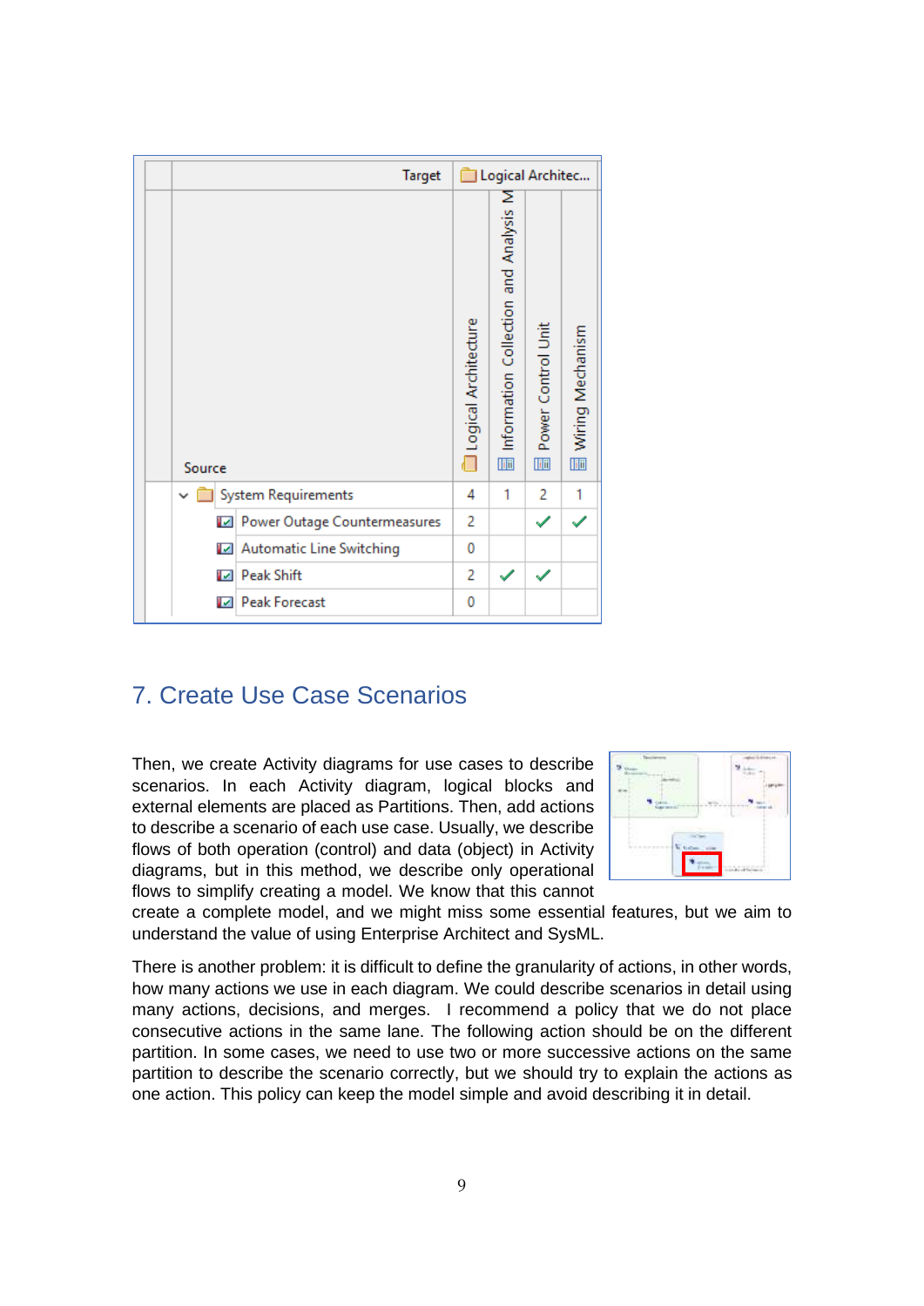| Target | Logical Architecture | Information Collection and Analysis M | Power Control Unit | Wiring Mechanism |
|---|---|---|---|---|
| **Source** | | | | |
| System Requirements | 4 | 1 | 2 | 1 |
| Power Outage Countermeasures | 2 | | ✓ | ✓ |
| Automatic Line Switching | 0 | | | |
| Peak Shift | 2 | ✓ | ✓ | |
| Peak Forecast | 0 | | | |

## 7. Create Use Case Scenarios

Then, we create Activity diagrams for use cases to describe scenarios. In each Activity diagram, logical blocks and external elements are placed as Partitions. Then, add actions to describe a scenario of each use case. Usually, we describe flows of both operation (control) and data (object) in Activity diagrams, but in this method, we describe only operational flows to simplify creating a model. We know that this cannot create a complete model, and we might miss some essential features, but we aim to understand the value of using Enterprise Architect and SysML.

There is another problem: it is difficult to define the granularity of actions, in other words, how many actions we use in each diagram. We could describe scenarios in detail using many actions, decisions, and merges. I recommend a policy that we do not place consecutive actions in the same lane. The following action should be on the different partition. In some cases, we need to use two or more successive actions on the same partition to describe the scenario correctly, but we should try to explain the actions as one action. This policy can keep the model simple and avoid describing it in detail.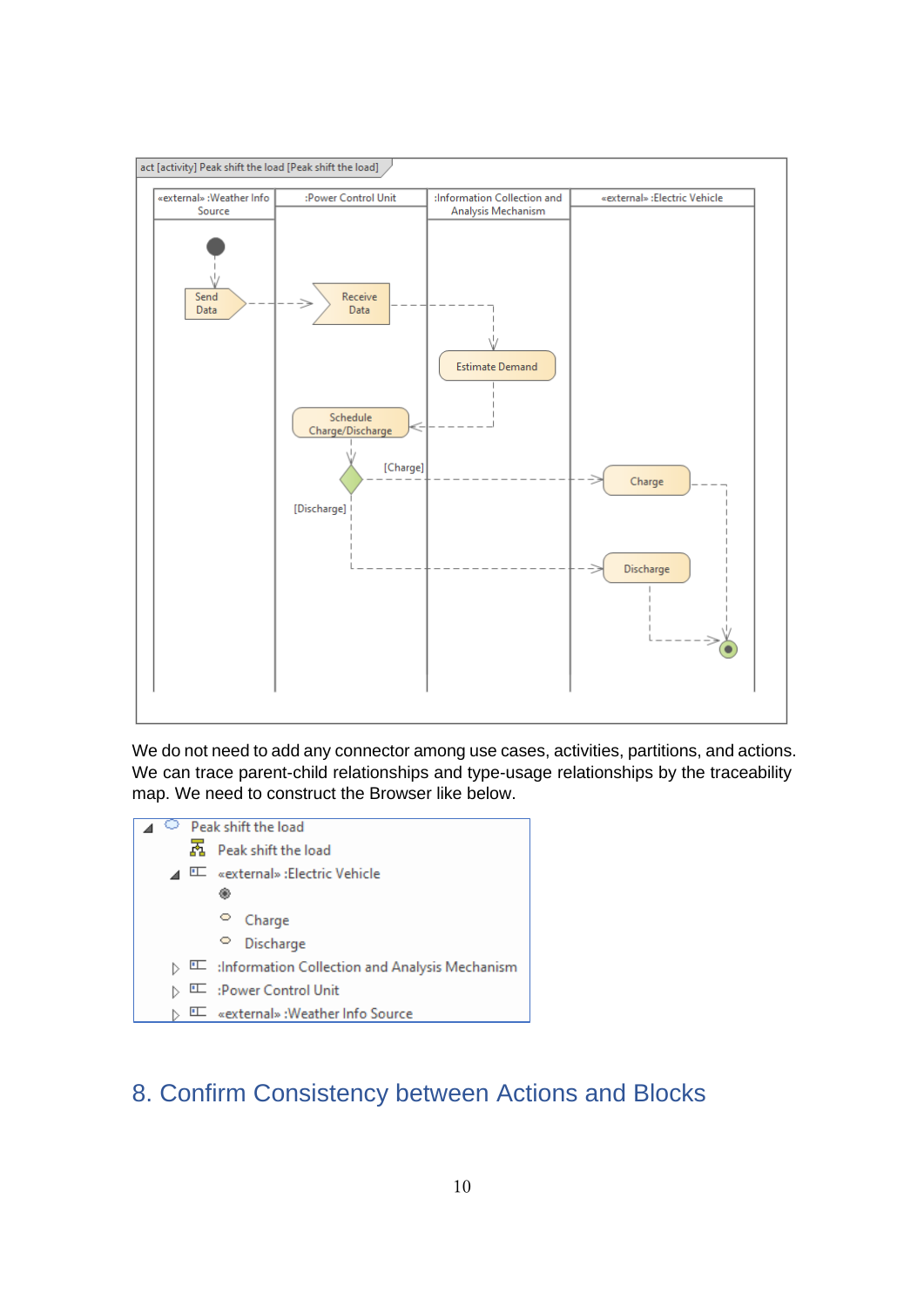We do not need to add any connector among use cases, activities, partitions, and actions. We can trace parent-child relationships and type-usage relationships by the traceability map. We need to construct the Browser like below.

## 8. Confirm Consistency between Actions and Blocks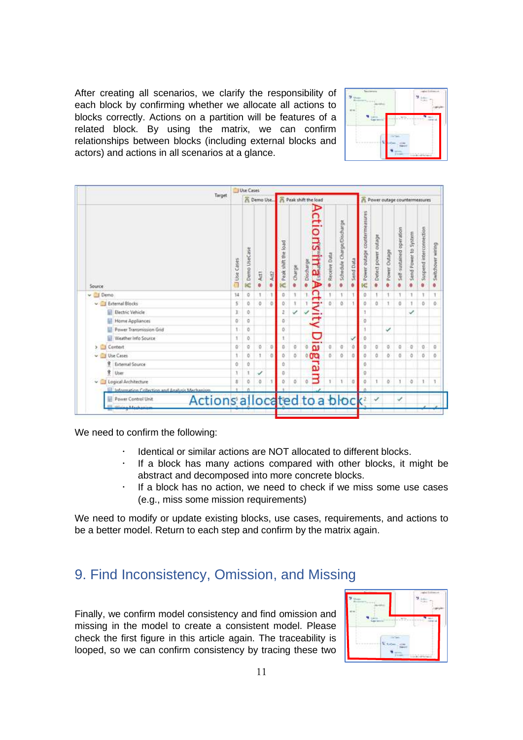After creating all scenarios, we clarify the responsibility of each block by confirming whether we allocate all actions to blocks correctly. Actions on a partition will be features of a related block. By using the matrix, we can confirm relationships between blocks (including external blocks and actors) and actions in all scenarios at a glance.

We need to confirm the following:

- Identical or similar actions are NOT allocated to different blocks.
- If a block has many actions compared with other blocks, it might be abstract and decomposed into more concrete blocks.
- If a block has no action, we need to check if we miss some use cases (e.g., miss some mission requirements)

We need to modify or update existing blocks, use cases, requirements, and actions to be a better model. Return to each step and confirm by the matrix again.

## 9. Find Inconsistency, Omission, and Missing

Finally, we confirm model consistency and find omission and missing in the model to create a consistent model. Please check the first figure in this article again. The traceability is looped, so we can confirm consistency by tracing these two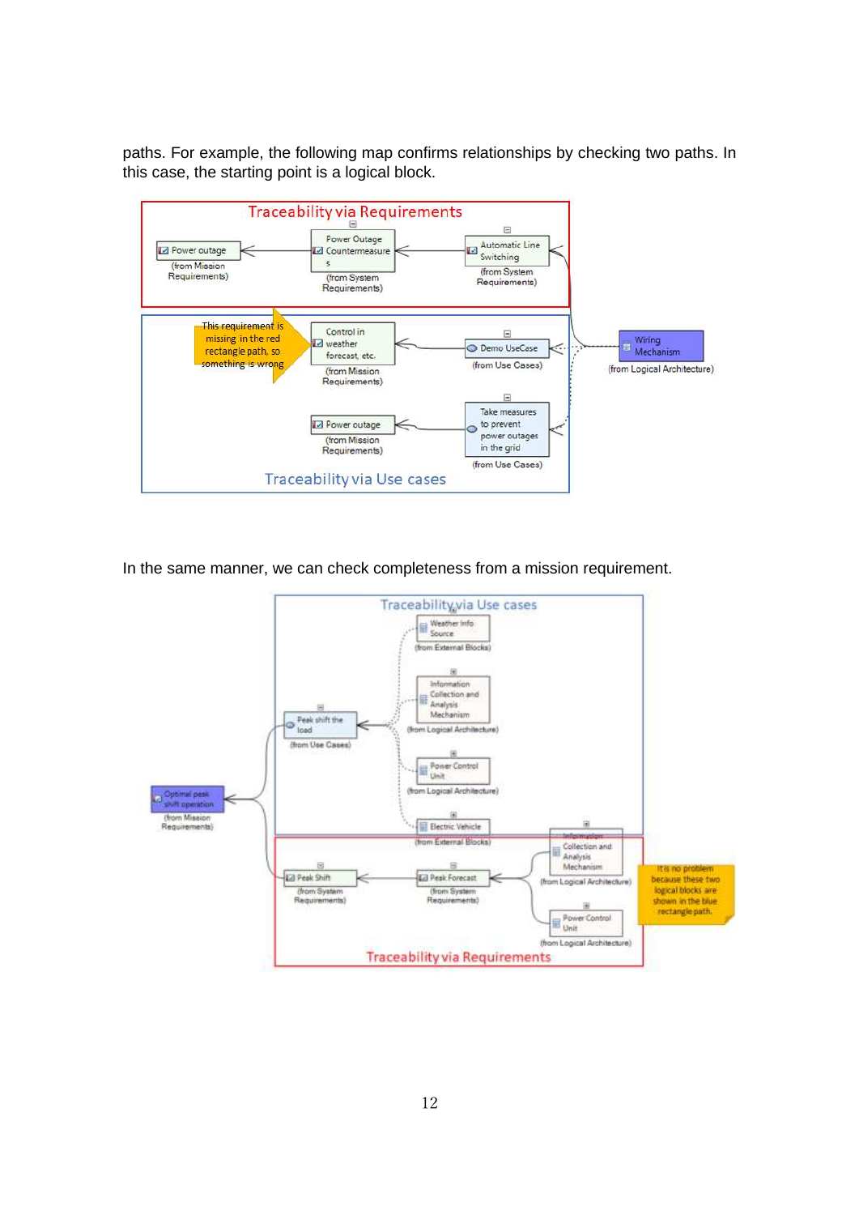paths. For example, the following map confirms relationships by checking two paths. In this case, the starting point is a logical block.

In the same manner, we can check completeness from a mission requirement.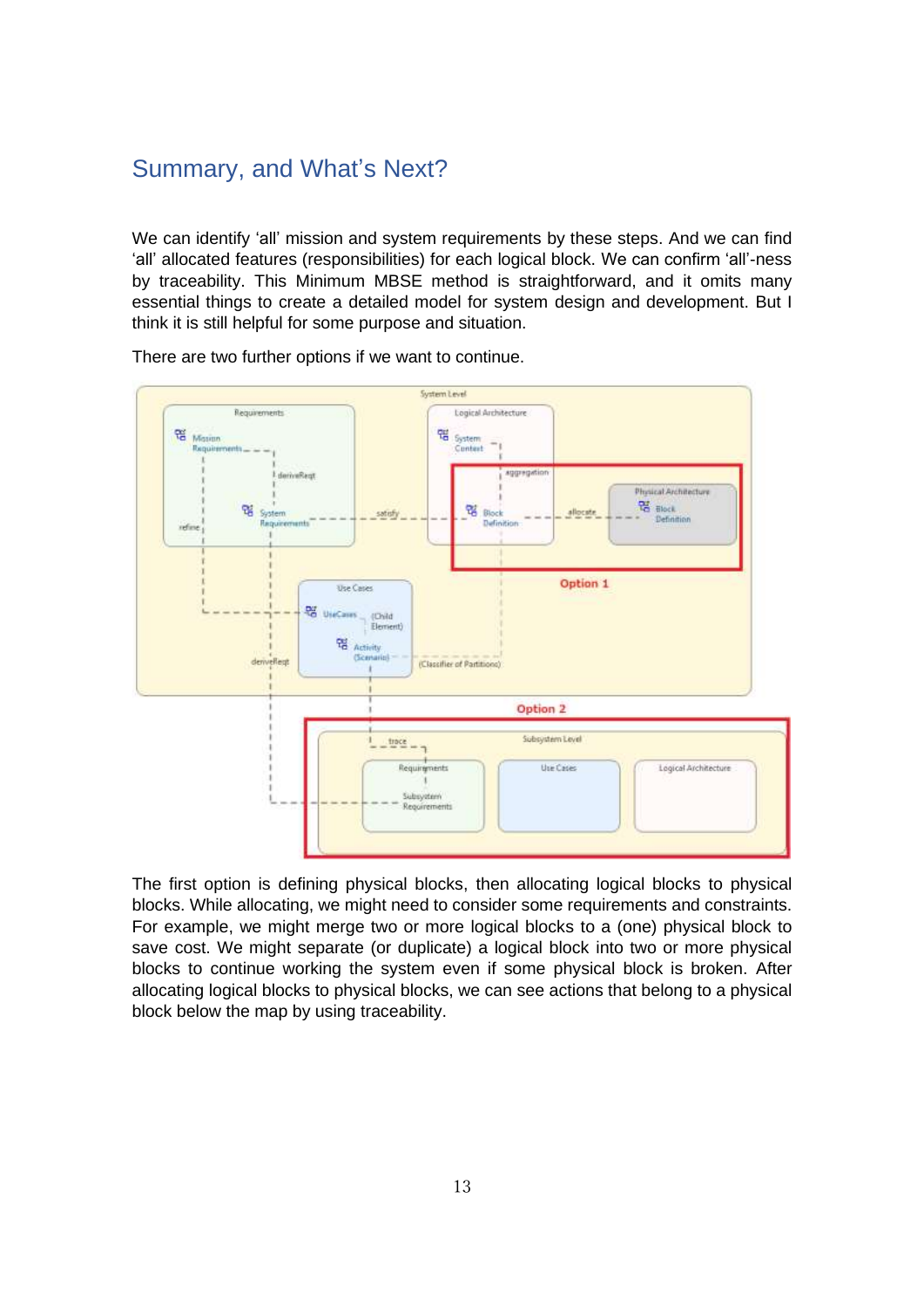## Summary, and What's Next?

We can identify 'all' mission and system requirements by these steps. And we can find 'all' allocated features (responsibilities) for each logical block. We can confirm 'all'-ness by traceability. This Minimum MBSE method is straightforward, and it omits many essential things to create a detailed model for system design and development. But I think it is still helpful for some purpose and situation.

There are two further options if we want to continue.

The first option is defining physical blocks, then allocating logical blocks to physical blocks. While allocating, we might need to consider some requirements and constraints. For example, we might merge two or more logical blocks to a (one) physical block to save cost. We might separate (or duplicate) a logical block into two or more physical blocks to continue working the system even if some physical block is broken. After allocating logical blocks to physical blocks, we can see actions that belong to a physical block below the map by using traceability.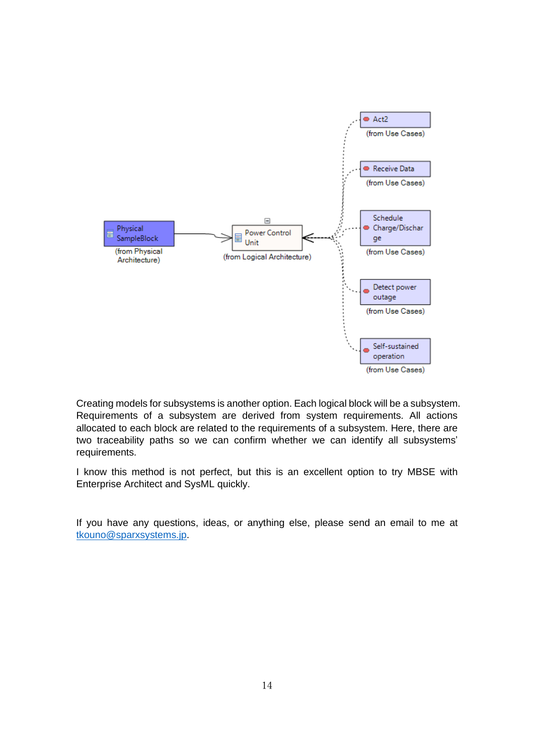Physical SampleBlock

(from Physical Architecture)

Power Control Unit

(from Logical Architecture)

Act2

(from Use Cases)

Receive Data

(from Use Cases)

Schedule Charge/Discharge

(from Use Cases)

Detect power outage

(from Use Cases)

Self-sustained operation

(from Use Cases)

Creating models for subsystems is another option. Each logical block will be a subsystem. Requirements of a subsystem are derived from system requirements. All actions allocated to each block are related to the requirements of a subsystem. Here, there are two traceability paths so we can confirm whether we can identify all subsystems' requirements.

I know this method is not perfect, but this is an excellent option to try MBSE with Enterprise Architect and SysML quickly.

If you have any questions, ideas, or anything else, please send an email to me at tkouno@sparxsystems.jp.